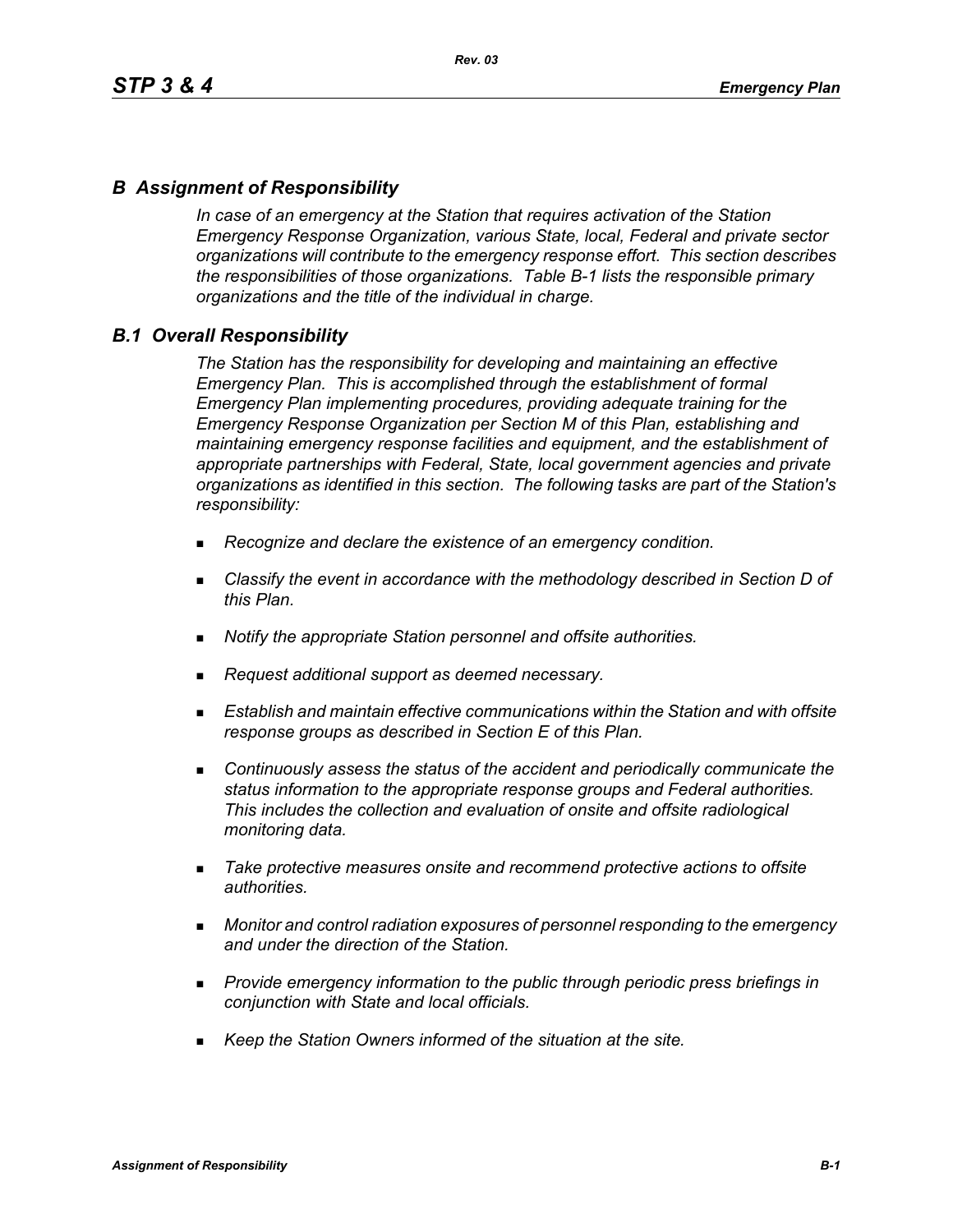# *B Assignment of Responsibility*

*In case of an emergency at the Station that requires activation of the Station Emergency Response Organization, various State, local, Federal and private sector organizations will contribute to the emergency response effort. This section describes the responsibilities of those organizations. Table B-1 lists the responsible primary organizations and the title of the individual in charge.*

## *B.1 Overall Responsibility*

*The Station has the responsibility for developing and maintaining an effective Emergency Plan. This is accomplished through the establishment of formal Emergency Plan implementing procedures, providing adequate training for the Emergency Response Organization per Section M of this Plan, establishing and maintaining emergency response facilities and equipment, and the establishment of appropriate partnerships with Federal, State, local government agencies and private organizations as identified in this section. The following tasks are part of the Station's responsibility:*

- *Recognize and declare the existence of an emergency condition.*
- *Classify the event in accordance with the methodology described in Section D of this Plan.*
- *Notify the appropriate Station personnel and offsite authorities.*
- *Request additional support as deemed necessary.*
- *Establish and maintain effective communications within the Station and with offsite response groups as described in Section E of this Plan.*
- *Continuously assess the status of the accident and periodically communicate the status information to the appropriate response groups and Federal authorities. This includes the collection and evaluation of onsite and offsite radiological monitoring data.*
- *Take protective measures onsite and recommend protective actions to offsite authorities.*
- *Monitor and control radiation exposures of personnel responding to the emergency and under the direction of the Station.*
- *Provide emergency information to the public through periodic press briefings in conjunction with State and local officials.*
- *Keep the Station Owners informed of the situation at the site.*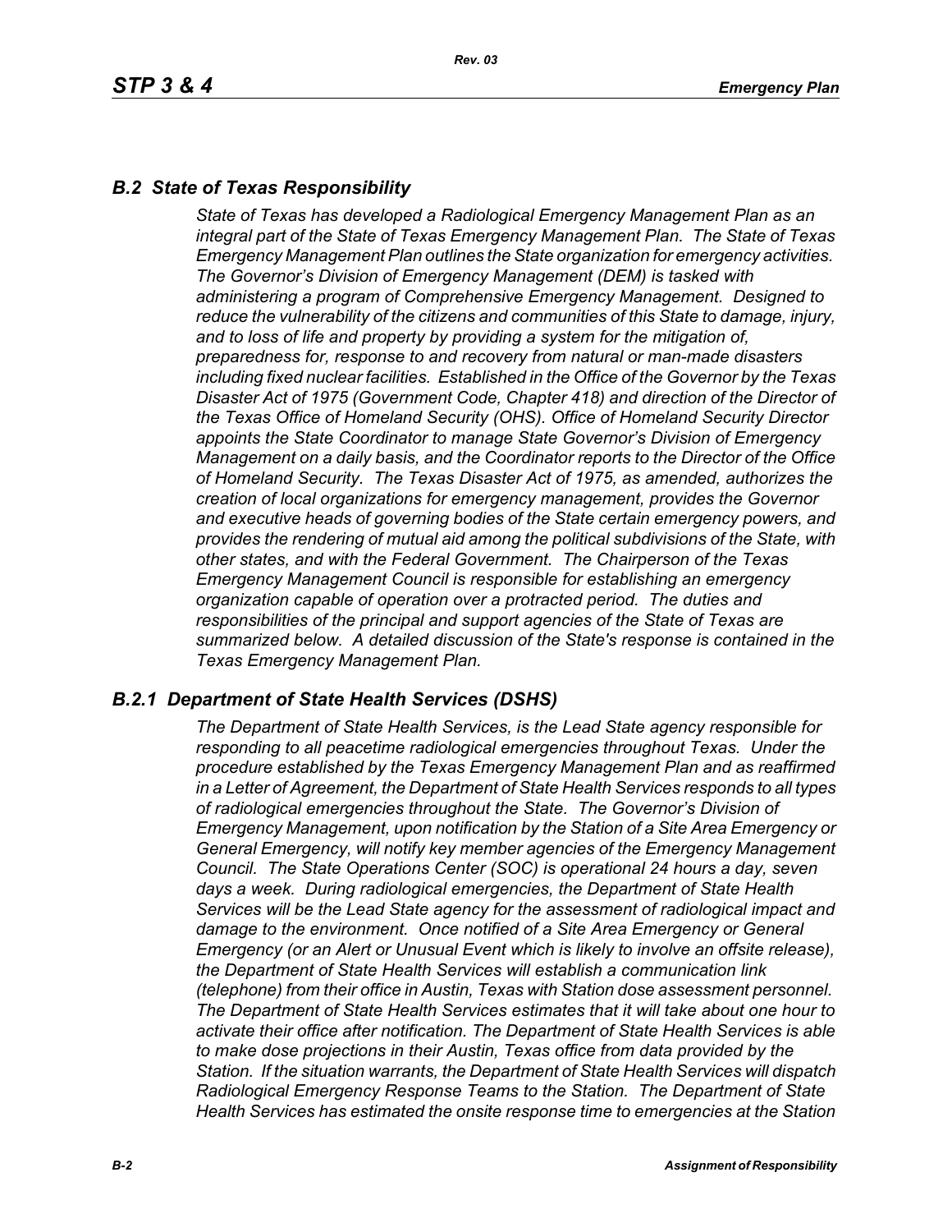## *B.2 State of Texas Responsibility*

*State of Texas has developed a Radiological Emergency Management Plan as an integral part of the State of Texas Emergency Management Plan. The State of Texas Emergency Management Plan outlines the State organization for emergency activities. The Governor's Division of Emergency Management (DEM) is tasked with administering a program of Comprehensive Emergency Management. Designed to reduce the vulnerability of the citizens and communities of this State to damage, injury, and to loss of life and property by providing a system for the mitigation of, preparedness for, response to and recovery from natural or man-made disasters including fixed nuclear facilities. Established in the Office of the Governor by the Texas Disaster Act of 1975 (Government Code, Chapter 418) and direction of the Director of the Texas Office of Homeland Security (OHS). Office of Homeland Security Director appoints the State Coordinator to manage State Governor's Division of Emergency Management on a daily basis, and the Coordinator reports to the Director of the Office of Homeland Security. The Texas Disaster Act of 1975, as amended, authorizes the creation of local organizations for emergency management, provides the Governor and executive heads of governing bodies of the State certain emergency powers, and provides the rendering of mutual aid among the political subdivisions of the State, with other states, and with the Federal Government. The Chairperson of the Texas Emergency Management Council is responsible for establishing an emergency organization capable of operation over a protracted period. The duties and responsibilities of the principal and support agencies of the State of Texas are summarized below. A detailed discussion of the State's response is contained in the Texas Emergency Management Plan.*

## *B.2.1 Department of State Health Services (DSHS)*

*The Department of State Health Services, is the Lead State agency responsible for responding to all peacetime radiological emergencies throughout Texas. Under the procedure established by the Texas Emergency Management Plan and as reaffirmed in a Letter of Agreement, the Department of State Health Services responds to all types of radiological emergencies throughout the State. The Governor's Division of Emergency Management, upon notification by the Station of a Site Area Emergency or General Emergency, will notify key member agencies of the Emergency Management Council. The State Operations Center (SOC) is operational 24 hours a day, seven days a week. During radiological emergencies, the Department of State Health Services will be the Lead State agency for the assessment of radiological impact and damage to the environment. Once notified of a Site Area Emergency or General Emergency (or an Alert or Unusual Event which is likely to involve an offsite release), the Department of State Health Services will establish a communication link (telephone) from their office in Austin, Texas with Station dose assessment personnel. The Department of State Health Services estimates that it will take about one hour to activate their office after notification. The Department of State Health Services is able to make dose projections in their Austin, Texas office from data provided by the Station. If the situation warrants, the Department of State Health Services will dispatch Radiological Emergency Response Teams to the Station. The Department of State Health Services has estimated the onsite response time to emergencies at the Station*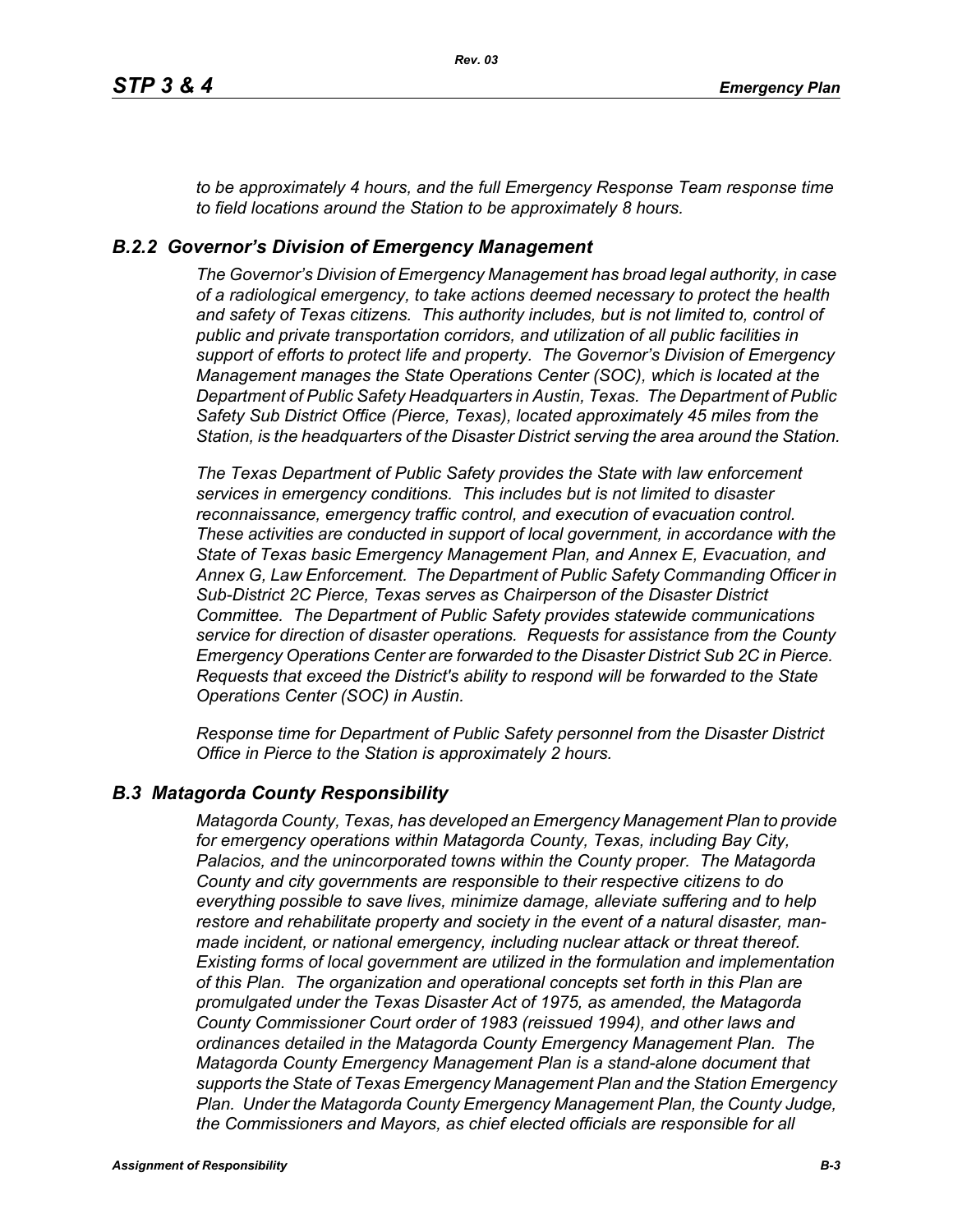*to be approximately 4 hours, and the full Emergency Response Team response time to field locations around the Station to be approximately 8 hours.*

### *B.2.2 Governor's Division of Emergency Management*

*The Governor's Division of Emergency Management has broad legal authority, in case of a radiological emergency, to take actions deemed necessary to protect the health and safety of Texas citizens. This authority includes, but is not limited to, control of public and private transportation corridors, and utilization of all public facilities in support of efforts to protect life and property. The Governor's Division of Emergency Management manages the State Operations Center (SOC), which is located at the Department of Public Safety Headquarters in Austin, Texas. The Department of Public Safety Sub District Office (Pierce, Texas), located approximately 45 miles from the Station, is the headquarters of the Disaster District serving the area around the Station.*

*The Texas Department of Public Safety provides the State with law enforcement services in emergency conditions. This includes but is not limited to disaster reconnaissance, emergency traffic control, and execution of evacuation control. These activities are conducted in support of local government, in accordance with the State of Texas basic Emergency Management Plan, and Annex E, Evacuation, and Annex G, Law Enforcement. The Department of Public Safety Commanding Officer in Sub-District 2C Pierce, Texas serves as Chairperson of the Disaster District Committee. The Department of Public Safety provides statewide communications service for direction of disaster operations. Requests for assistance from the County Emergency Operations Center are forwarded to the Disaster District Sub 2C in Pierce. Requests that exceed the District's ability to respond will be forwarded to the State Operations Center (SOC) in Austin.*

*Response time for Department of Public Safety personnel from the Disaster District Office in Pierce to the Station is approximately 2 hours.*

## *B.3 Matagorda County Responsibility*

*Matagorda County, Texas, has developed an Emergency Management Plan to provide for emergency operations within Matagorda County, Texas, including Bay City, Palacios, and the unincorporated towns within the County proper. The Matagorda County and city governments are responsible to their respective citizens to do everything possible to save lives, minimize damage, alleviate suffering and to help restore and rehabilitate property and society in the event of a natural disaster, man-made incident, or national emergency, including nuclear attack or threat thereof. Existing forms of local government are utilized in the formulation and implementation of this Plan. The organization and operational concepts set forth in this Plan are promulgated under the Texas Disaster Act of 1975, as amended, the Matagorda County Commissioner Court order of 1983 (reissued 1994), and other laws and ordinances detailed in the Matagorda County Emergency Management Plan. The Matagorda County Emergency Management Plan is a stand-alone document that supports the State of Texas Emergency Management Plan and the Station Emergency Plan. Under the Matagorda County Emergency Management Plan, the County Judge, the Commissioners and Mayors, as chief elected officials are responsible for all*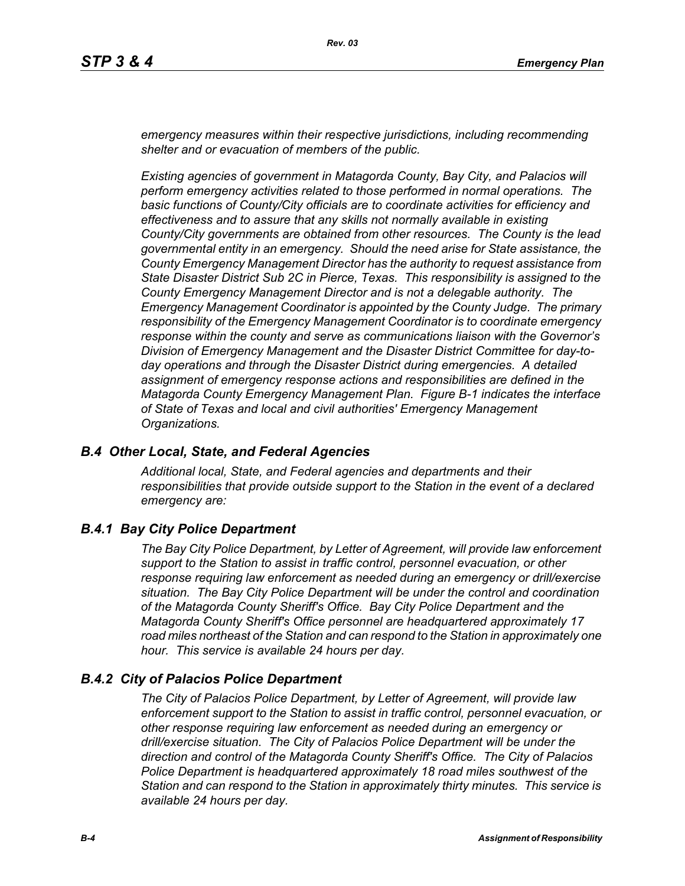*emergency measures within their respective jurisdictions, including recommending shelter and or evacuation of members of the public.*

*Existing agencies of government in Matagorda County, Bay City, and Palacios will perform emergency activities related to those performed in normal operations. The basic functions of County/City officials are to coordinate activities for efficiency and effectiveness and to assure that any skills not normally available in existing County/City governments are obtained from other resources. The County is the lead governmental entity in an emergency. Should the need arise for State assistance, the County Emergency Management Director has the authority to request assistance from State Disaster District Sub 2C in Pierce, Texas. This responsibility is assigned to the County Emergency Management Director and is not a delegable authority. The Emergency Management Coordinator is appointed by the County Judge. The primary responsibility of the Emergency Management Coordinator is to coordinate emergency response within the county and serve as communications liaison with the Governor's Division of Emergency Management and the Disaster District Committee for day-to-day operations and through the Disaster District during emergencies. A detailed assignment of emergency response actions and responsibilities are defined in the Matagorda County Emergency Management Plan. Figure B-1 indicates the interface of State of Texas and local and civil authorities' Emergency Management Organizations.*

## *B.4 Other Local, State, and Federal Agencies*

*Additional local, State, and Federal agencies and departments and their responsibilities that provide outside support to the Station in the event of a declared emergency are:*

### *B.4.1 Bay City Police Department*

*The Bay City Police Department, by Letter of Agreement, will provide law enforcement support to the Station to assist in traffic control, personnel evacuation, or other response requiring law enforcement as needed during an emergency or drill/exercise situation. The Bay City Police Department will be under the control and coordination of the Matagorda County Sheriff's Office. Bay City Police Department and the Matagorda County Sheriff's Office personnel are headquartered approximately 17 road miles northeast of the Station and can respond to the Station in approximately one hour. This service is available 24 hours per day.*

### *B.4.2 City of Palacios Police Department*

*The City of Palacios Police Department, by Letter of Agreement, will provide law enforcement support to the Station to assist in traffic control, personnel evacuation, or other response requiring law enforcement as needed during an emergency or drill/exercise situation. The City of Palacios Police Department will be under the direction and control of the Matagorda County Sheriff's Office. The City of Palacios Police Department is headquartered approximately 18 road miles southwest of the Station and can respond to the Station in approximately thirty minutes. This service is available 24 hours per day.*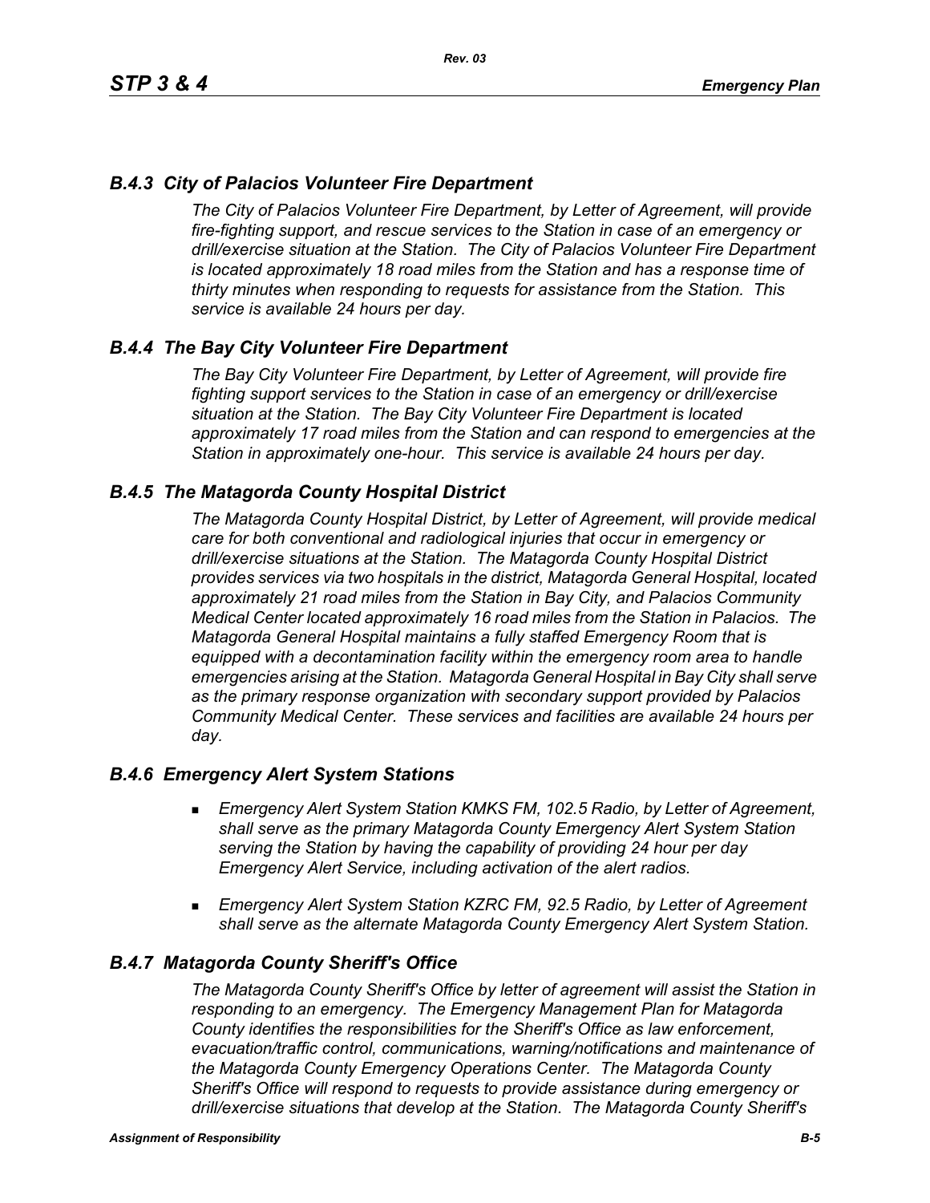### *B.4.3 City of Palacios Volunteer Fire Department*

*The City of Palacios Volunteer Fire Department, by Letter of Agreement, will provide fire-fighting support, and rescue services to the Station in case of an emergency or drill/exercise situation at the Station. The City of Palacios Volunteer Fire Department is located approximately 18 road miles from the Station and has a response time of thirty minutes when responding to requests for assistance from the Station. This service is available 24 hours per day.*

### *B.4.4 The Bay City Volunteer Fire Department*

*The Bay City Volunteer Fire Department, by Letter of Agreement, will provide fire fighting support services to the Station in case of an emergency or drill/exercise situation at the Station. The Bay City Volunteer Fire Department is located approximately 17 road miles from the Station and can respond to emergencies at the Station in approximately one-hour. This service is available 24 hours per day.*

### *B.4.5 The Matagorda County Hospital District*

*The Matagorda County Hospital District, by Letter of Agreement, will provide medical care for both conventional and radiological injuries that occur in emergency or drill/exercise situations at the Station. The Matagorda County Hospital District provides services via two hospitals in the district, Matagorda General Hospital, located approximately 21 road miles from the Station in Bay City, and Palacios Community Medical Center located approximately 16 road miles from the Station in Palacios. The Matagorda General Hospital maintains a fully staffed Emergency Room that is equipped with a decontamination facility within the emergency room area to handle emergencies arising at the Station. Matagorda General Hospital in Bay City shall serve as the primary response organization with secondary support provided by Palacios Community Medical Center. These services and facilities are available 24 hours per day.*

### *B.4.6 Emergency Alert System Stations*

- *Emergency Alert System Station KMKS FM, 102.5 Radio, by Letter of Agreement, shall serve as the primary Matagorda County Emergency Alert System Station serving the Station by having the capability of providing 24 hour per day Emergency Alert Service, including activation of the alert radios.*
- *Emergency Alert System Station KZRC FM, 92.5 Radio, by Letter of Agreement shall serve as the alternate Matagorda County Emergency Alert System Station.*

### *B.4.7 Matagorda County Sheriff's Office*

*The Matagorda County Sheriff's Office by letter of agreement will assist the Station in responding to an emergency. The Emergency Management Plan for Matagorda County identifies the responsibilities for the Sheriff's Office as law enforcement, evacuation/traffic control, communications, warning/notifications and maintenance of the Matagorda County Emergency Operations Center. The Matagorda County Sheriff's Office will respond to requests to provide assistance during emergency or drill/exercise situations that develop at the Station. The Matagorda County Sheriff's*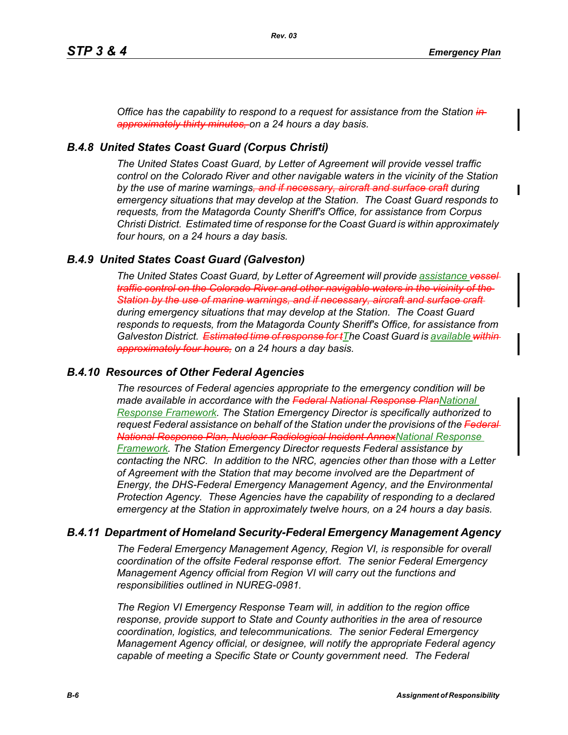*Office has the capability to respond to a request for assistance from the Station ~~in approximately thirty minutes,~~ on a 24 hours a day basis.*

### B.4.8 United States Coast Guard (Corpus Christi)

*The United States Coast Guard, by Letter of Agreement will provide vessel traffic control on the Colorado River and other navigable waters in the vicinity of the Station by the use of marine warnings~~, and if necessary, aircraft and surface craft~~ during emergency situations that may develop at the Station. The Coast Guard responds to requests, from the Matagorda County Sheriff's Office, for assistance from Corpus Christi District. Estimated time of response for the Coast Guard is within approximately four hours, on a 24 hours a day basis.*

### B.4.9 United States Coast Guard (Galveston)

*The United States Coast Guard, by Letter of Agreement will provide <ins>assistance</ins> ~~vessel traffic control on the Colorado River and other navigable waters in the vicinity of the Station by the use of marine warnings, and if necessary, aircraft and surface craft~~ during emergency situations that may develop at the Station. The Coast Guard responds to requests, from the Matagorda County Sheriff's Office, for assistance from Galveston District. ~~Estimated time of response for t~~<ins>T</ins>he Coast Guard is <ins>available</ins> ~~within approximately four hours,~~ on a 24 hours a day basis.*

### B.4.10 Resources of Other Federal Agencies

*The resources of Federal agencies appropriate to the emergency condition will be made available in accordance with the ~~Federal National Response Plan~~<ins>National Response Framework</ins>. The Station Emergency Director is specifically authorized to request Federal assistance on behalf of the Station under the provisions of the ~~Federal National Response Plan, Nuclear Radiological Incident Annex~~<ins>National Response Framework</ins>. The Station Emergency Director requests Federal assistance by contacting the NRC. In addition to the NRC, agencies other than those with a Letter of Agreement with the Station that may become involved are the Department of Energy, the DHS-Federal Emergency Management Agency, and the Environmental Protection Agency. These Agencies have the capability of responding to a declared emergency at the Station in approximately twelve hours, on a 24 hours a day basis.*

### B.4.11 Department of Homeland Security-Federal Emergency Management Agency

*The Federal Emergency Management Agency, Region VI, is responsible for overall coordination of the offsite Federal response effort. The senior Federal Emergency Management Agency official from Region VI will carry out the functions and responsibilities outlined in NUREG-0981.*

*The Region VI Emergency Response Team will, in addition to the region office response, provide support to State and County authorities in the area of resource coordination, logistics, and telecommunications. The senior Federal Emergency Management Agency official, or designee, will notify the appropriate Federal agency capable of meeting a Specific State or County government need. The Federal*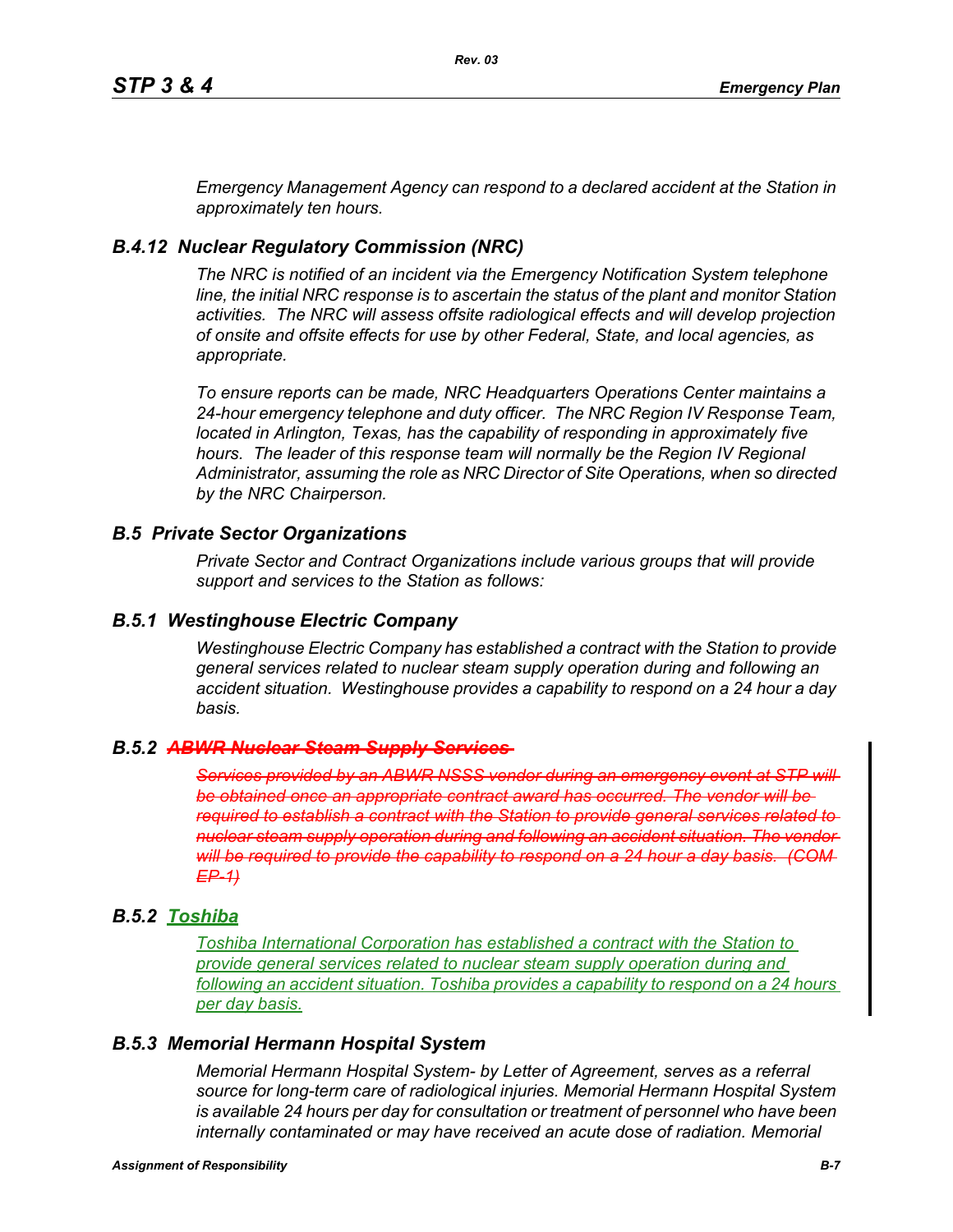*Emergency Management Agency can respond to a declared accident at the Station in approximately ten hours.*

### *B.4.12 Nuclear Regulatory Commission (NRC)*

*The NRC is notified of an incident via the Emergency Notification System telephone line, the initial NRC response is to ascertain the status of the plant and monitor Station activities. The NRC will assess offsite radiological effects and will develop projection of onsite and offsite effects for use by other Federal, State, and local agencies, as appropriate.*

*To ensure reports can be made, NRC Headquarters Operations Center maintains a 24-hour emergency telephone and duty officer. The NRC Region IV Response Team, located in Arlington, Texas, has the capability of responding in approximately five hours. The leader of this response team will normally be the Region IV Regional Administrator, assuming the role as NRC Director of Site Operations, when so directed by the NRC Chairperson.*

## *B.5 Private Sector Organizations*

*Private Sector and Contract Organizations include various groups that will provide support and services to the Station as follows:*

### *B.5.1 Westinghouse Electric Company*

*Westinghouse Electric Company has established a contract with the Station to provide general services related to nuclear steam supply operation during and following an accident situation. Westinghouse provides a capability to respond on a 24 hour a day basis.*

### *B.5.2 ~~ABWR Nuclear Steam Supply Services~~*

~~*Services provided by an ABWR NSSS vendor during an emergency event at STP will be obtained once an appropriate contract award has occurred. The vendor will be required to establish a contract with the Station to provide general services related to nuclear steam supply operation during and following an accident situation. The vendor will be required to provide the capability to respond on a 24 hour a day basis. (COM EP-1)*~~

### *B.5.2 Toshiba*

*Toshiba International Corporation has established a contract with the Station to provide general services related to nuclear steam supply operation during and following an accident situation. Toshiba provides a capability to respond on a 24 hours per day basis.*

### *B.5.3 Memorial Hermann Hospital System*

*Memorial Hermann Hospital System- by Letter of Agreement, serves as a referral source for long-term care of radiological injuries. Memorial Hermann Hospital System is available 24 hours per day for consultation or treatment of personnel who have been internally contaminated or may have received an acute dose of radiation. Memorial*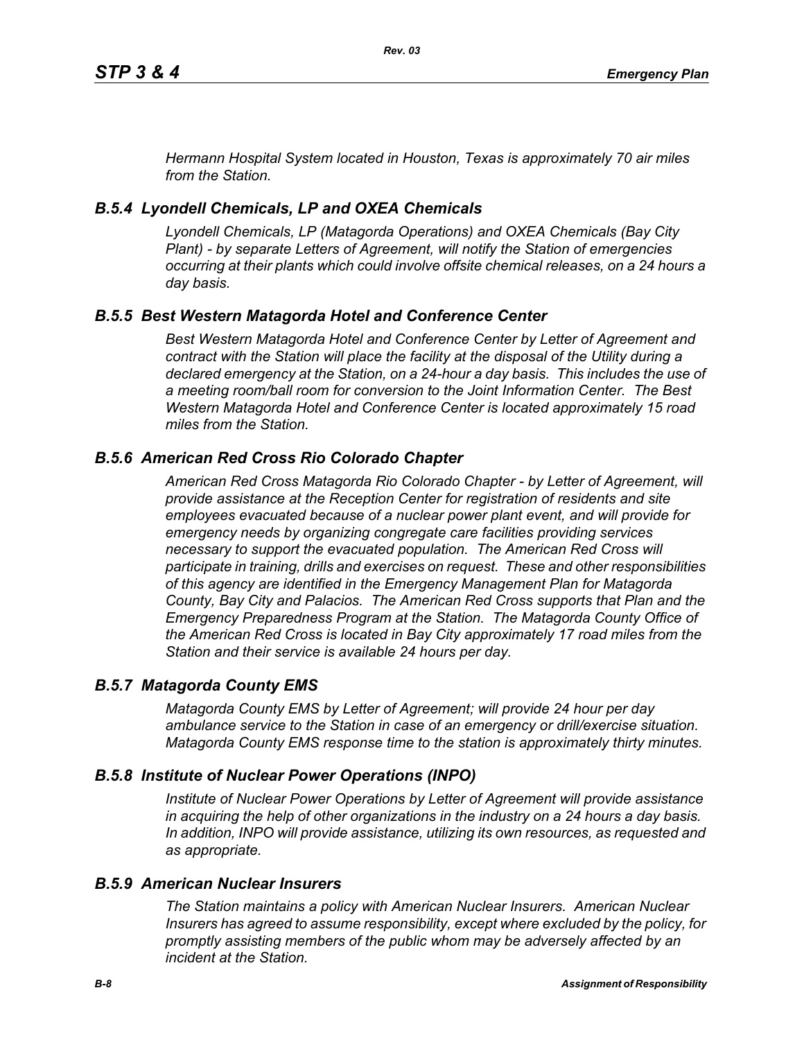*Hermann Hospital System located in Houston, Texas is approximately 70 air miles from the Station.*

### *B.5.4 Lyondell Chemicals, LP and OXEA Chemicals*

*Lyondell Chemicals, LP (Matagorda Operations) and OXEA Chemicals (Bay City Plant) - by separate Letters of Agreement, will notify the Station of emergencies occurring at their plants which could involve offsite chemical releases, on a 24 hours a day basis.*

### *B.5.5 Best Western Matagorda Hotel and Conference Center*

*Best Western Matagorda Hotel and Conference Center by Letter of Agreement and contract with the Station will place the facility at the disposal of the Utility during a declared emergency at the Station, on a 24-hour a day basis. This includes the use of a meeting room/ball room for conversion to the Joint Information Center. The Best Western Matagorda Hotel and Conference Center is located approximately 15 road miles from the Station.*

### *B.5.6 American Red Cross Rio Colorado Chapter*

*American Red Cross Matagorda Rio Colorado Chapter - by Letter of Agreement, will provide assistance at the Reception Center for registration of residents and site employees evacuated because of a nuclear power plant event, and will provide for emergency needs by organizing congregate care facilities providing services necessary to support the evacuated population. The American Red Cross will participate in training, drills and exercises on request. These and other responsibilities of this agency are identified in the Emergency Management Plan for Matagorda County, Bay City and Palacios. The American Red Cross supports that Plan and the Emergency Preparedness Program at the Station. The Matagorda County Office of the American Red Cross is located in Bay City approximately 17 road miles from the Station and their service is available 24 hours per day.*

### *B.5.7 Matagorda County EMS*

*Matagorda County EMS by Letter of Agreement; will provide 24 hour per day ambulance service to the Station in case of an emergency or drill/exercise situation. Matagorda County EMS response time to the station is approximately thirty minutes.*

### *B.5.8 Institute of Nuclear Power Operations (INPO)*

*Institute of Nuclear Power Operations by Letter of Agreement will provide assistance in acquiring the help of other organizations in the industry on a 24 hours a day basis. In addition, INPO will provide assistance, utilizing its own resources, as requested and as appropriate.*

### *B.5.9 American Nuclear Insurers*

*The Station maintains a policy with American Nuclear Insurers. American Nuclear Insurers has agreed to assume responsibility, except where excluded by the policy, for promptly assisting members of the public whom may be adversely affected by an incident at the Station.*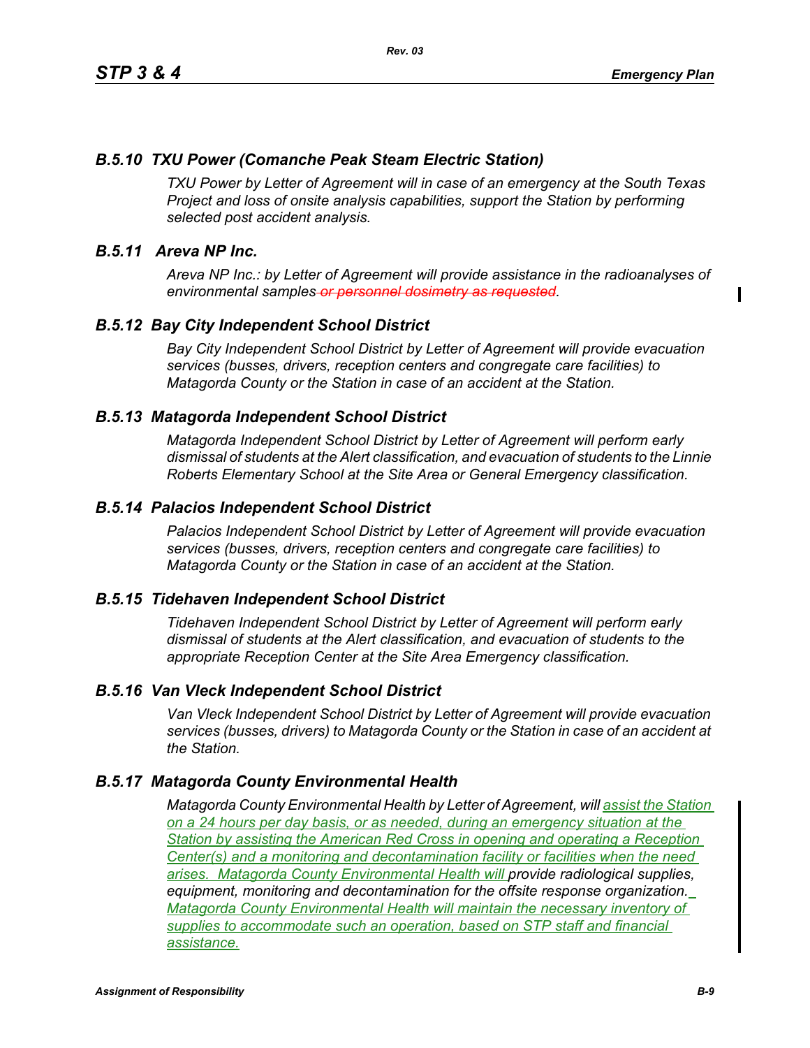### *B.5.10 TXU Power (Comanche Peak Steam Electric Station)*

*TXU Power by Letter of Agreement will in case of an emergency at the South Texas Project and loss of onsite analysis capabilities, support the Station by performing selected post accident analysis.*

### *B.5.11 Areva NP Inc.*

*Areva NP Inc.: by Letter of Agreement will provide assistance in the radioanalyses of environmental samples ~~or personnel dosimetry as requested~~.*

### *B.5.12 Bay City Independent School District*

*Bay City Independent School District by Letter of Agreement will provide evacuation services (busses, drivers, reception centers and congregate care facilities) to Matagorda County or the Station in case of an accident at the Station.*

### *B.5.13 Matagorda Independent School District*

*Matagorda Independent School District by Letter of Agreement will perform early dismissal of students at the Alert classification, and evacuation of students to the Linnie Roberts Elementary School at the Site Area or General Emergency classification.*

### *B.5.14 Palacios Independent School District*

*Palacios Independent School District by Letter of Agreement will provide evacuation services (busses, drivers, reception centers and congregate care facilities) to Matagorda County or the Station in case of an accident at the Station.*

### *B.5.15 Tidehaven Independent School District*

*Tidehaven Independent School District by Letter of Agreement will perform early dismissal of students at the Alert classification, and evacuation of students to the appropriate Reception Center at the Site Area Emergency classification.*

### *B.5.16 Van Vleck Independent School District*

*Van Vleck Independent School District by Letter of Agreement will provide evacuation services (busses, drivers) to Matagorda County or the Station in case of an accident at the Station.*

### *B.5.17 Matagorda County Environmental Health*

*Matagorda County Environmental Health by Letter of Agreement, will assist the Station on a 24 hours per day basis, or as needed, during an emergency situation at the Station by assisting the American Red Cross in opening and operating a Reception Center(s) and a monitoring and decontamination facility or facilities when the need arises. Matagorda County Environmental Health will provide radiological supplies, equipment, monitoring and decontamination for the offsite response organization. Matagorda County Environmental Health will maintain the necessary inventory of supplies to accommodate such an operation, based on STP staff and financial assistance.*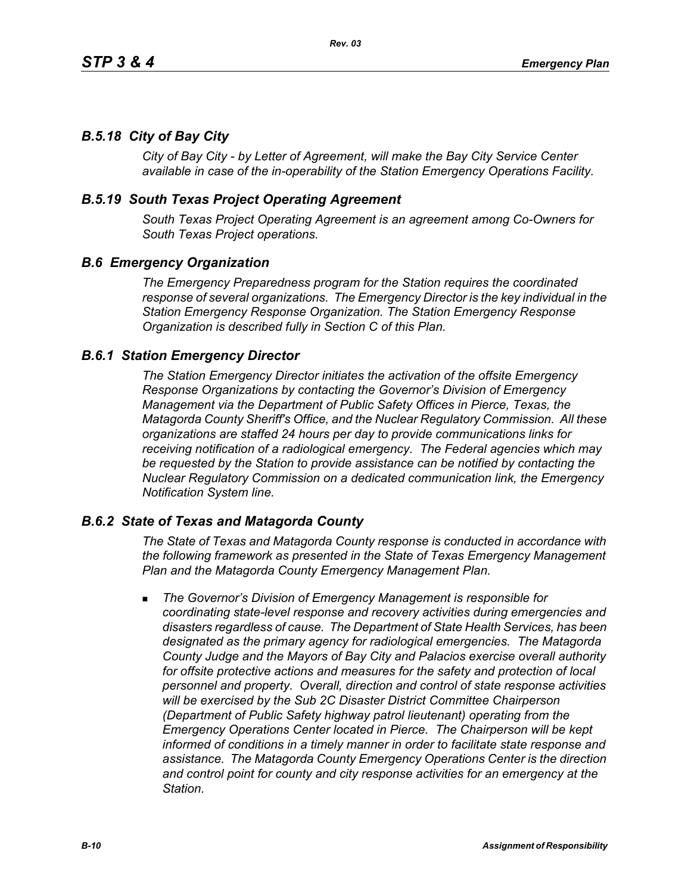### *B.5.18 City of Bay City*

*City of Bay City - by Letter of Agreement, will make the Bay City Service Center available in case of the in-operability of the Station Emergency Operations Facility.*

### *B.5.19 South Texas Project Operating Agreement*

*South Texas Project Operating Agreement is an agreement among Co-Owners for South Texas Project operations.*

## *B.6 Emergency Organization*

*The Emergency Preparedness program for the Station requires the coordinated response of several organizations. The Emergency Director is the key individual in the Station Emergency Response Organization. The Station Emergency Response Organization is described fully in Section C of this Plan.*

### *B.6.1 Station Emergency Director*

*The Station Emergency Director initiates the activation of the offsite Emergency Response Organizations by contacting the Governor's Division of Emergency Management via the Department of Public Safety Offices in Pierce, Texas, the Matagorda County Sheriff's Office, and the Nuclear Regulatory Commission. All these organizations are staffed 24 hours per day to provide communications links for receiving notification of a radiological emergency. The Federal agencies which may be requested by the Station to provide assistance can be notified by contacting the Nuclear Regulatory Commission on a dedicated communication link, the Emergency Notification System line.*

### *B.6.2 State of Texas and Matagorda County*

*The State of Texas and Matagorda County response is conducted in accordance with the following framework as presented in the State of Texas Emergency Management Plan and the Matagorda County Emergency Management Plan.*

- *The Governor's Division of Emergency Management is responsible for coordinating state-level response and recovery activities during emergencies and disasters regardless of cause. The Department of State Health Services, has been designated as the primary agency for radiological emergencies. The Matagorda County Judge and the Mayors of Bay City and Palacios exercise overall authority for offsite protective actions and measures for the safety and protection of local personnel and property. Overall, direction and control of state response activities will be exercised by the Sub 2C Disaster District Committee Chairperson (Department of Public Safety highway patrol lieutenant) operating from the Emergency Operations Center located in Pierce. The Chairperson will be kept informed of conditions in a timely manner in order to facilitate state response and assistance. The Matagorda County Emergency Operations Center is the direction and control point for county and city response activities for an emergency at the Station.*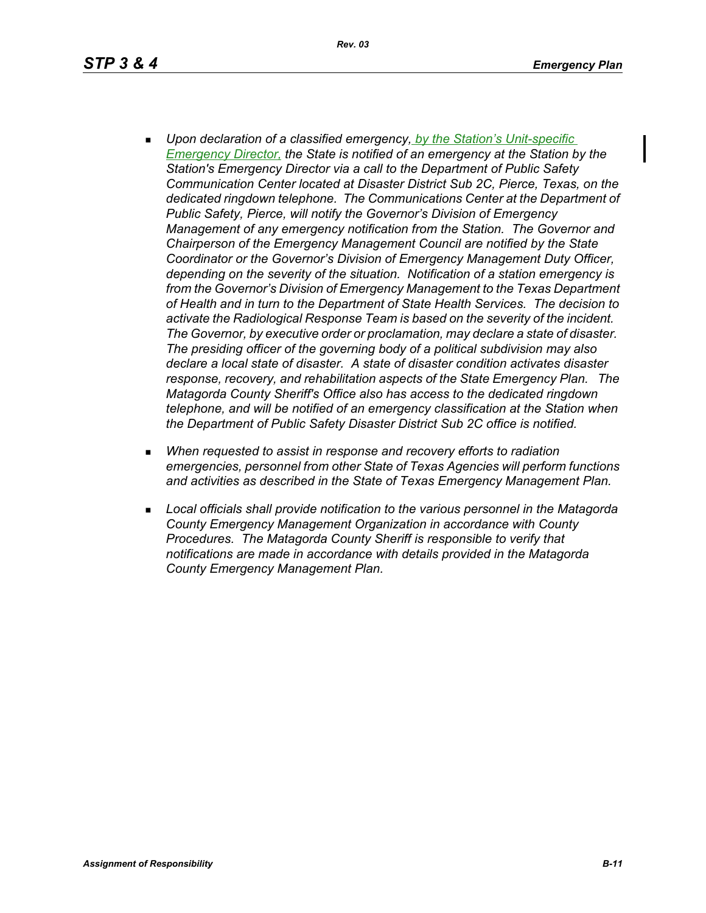- *Upon declaration of a classified emergency, by the Station's Unit-specific Emergency Director, the State is notified of an emergency at the Station by the Station's Emergency Director via a call to the Department of Public Safety Communication Center located at Disaster District Sub 2C, Pierce, Texas, on the dedicated ringdown telephone. The Communications Center at the Department of Public Safety, Pierce, will notify the Governor's Division of Emergency Management of any emergency notification from the Station. The Governor and Chairperson of the Emergency Management Council are notified by the State Coordinator or the Governor's Division of Emergency Management Duty Officer, depending on the severity of the situation. Notification of a station emergency is from the Governor's Division of Emergency Management to the Texas Department of Health and in turn to the Department of State Health Services. The decision to activate the Radiological Response Team is based on the severity of the incident. The Governor, by executive order or proclamation, may declare a state of disaster. The presiding officer of the governing body of a political subdivision may also declare a local state of disaster. A state of disaster condition activates disaster response, recovery, and rehabilitation aspects of the State Emergency Plan. The Matagorda County Sheriff's Office also has access to the dedicated ringdown telephone, and will be notified of an emergency classification at the Station when the Department of Public Safety Disaster District Sub 2C office is notified.*

- *When requested to assist in response and recovery efforts to radiation emergencies, personnel from other State of Texas Agencies will perform functions and activities as described in the State of Texas Emergency Management Plan.*

- *Local officials shall provide notification to the various personnel in the Matagorda County Emergency Management Organization in accordance with County Procedures. The Matagorda County Sheriff is responsible to verify that notifications are made in accordance with details provided in the Matagorda County Emergency Management Plan.*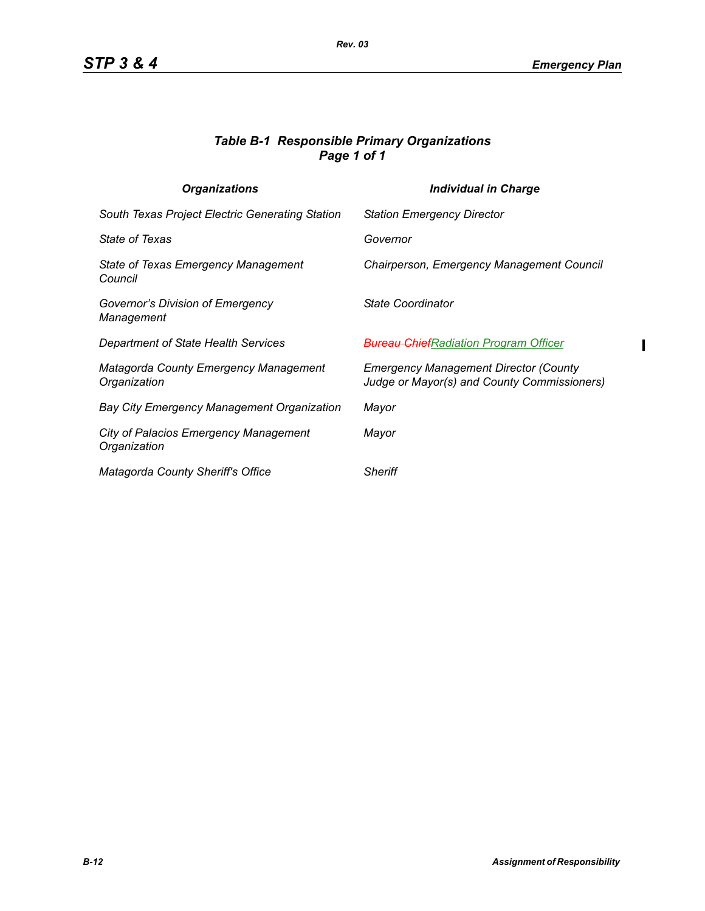### *Table B-1 Responsible Primary Organizations*
### *Page 1 of 1*

| *Organizations* | *Individual in Charge* |
|---|---|
| *South Texas Project Electric Generating Station* | *Station Emergency Director* |
| *State of Texas* | *Governor* |
| *State of Texas Emergency Management Council* | *Chairperson, Emergency Management Council* |
| *Governor's Division of Emergency Management* | *State Coordinator* |
| *Department of State Health Services* | ~~*Bureau Chief*~~*Radiation Program Officer* |
| *Matagorda County Emergency Management Organization* | *Emergency Management Director (County Judge or Mayor(s) and County Commissioners)* |
| *Bay City Emergency Management Organization* | *Mayor* |
| *City of Palacios Emergency Management Organization* | *Mayor* |
| *Matagorda County Sheriff's Office* | *Sheriff* |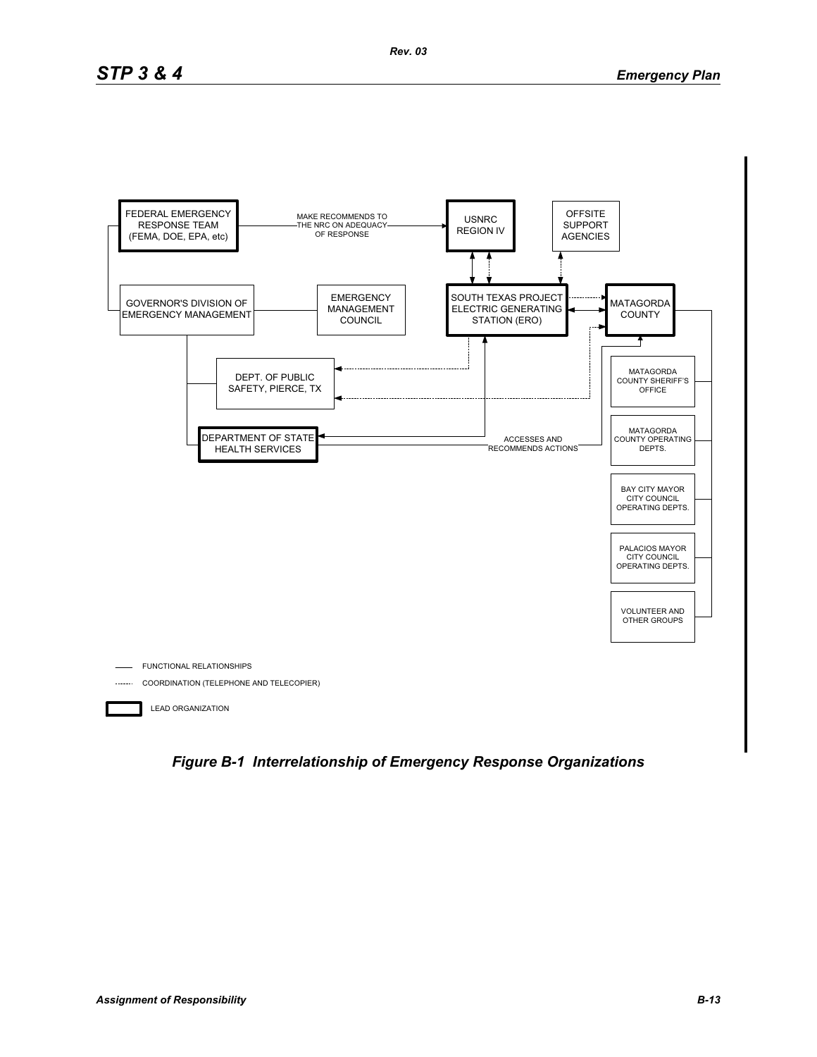FEDERAL EMERGENCY RESPONSE TEAM (FEMA, DOE, EPA, etc)

MAKE RECOMMENDS TO THE NRC ON ADEQUACY OF RESPONSE

USNRC REGION IV

OFFSITE SUPPORT AGENCIES

GOVERNOR'S DIVISION OF EMERGENCY MANAGEMENT

EMERGENCY MANAGEMENT COUNCIL

SOUTH TEXAS PROJECT ELECTRIC GENERATING STATION (ERO)

MATAGORDA COUNTY

DEPT. OF PUBLIC SAFETY, PIERCE, TX

MATAGORDA COUNTY SHERIFF'S OFFICE

DEPARTMENT OF STATE HEALTH SERVICES

ACCESSES AND RECOMMENDS ACTIONS

MATAGORDA COUNTY OPERATING DEPTS.

BAY CITY MAYOR CITY COUNCIL OPERATING DEPTS.

PALACIOS MAYOR CITY COUNCIL OPERATING DEPTS.

VOLUNTEER AND OTHER GROUPS

FUNCTIONAL RELATIONSHIPS

COORDINATION (TELEPHONE AND TELECOPIER)

LEAD ORGANIZATION

*Figure B-1 Interrelationship of Emergency Response Organizations*